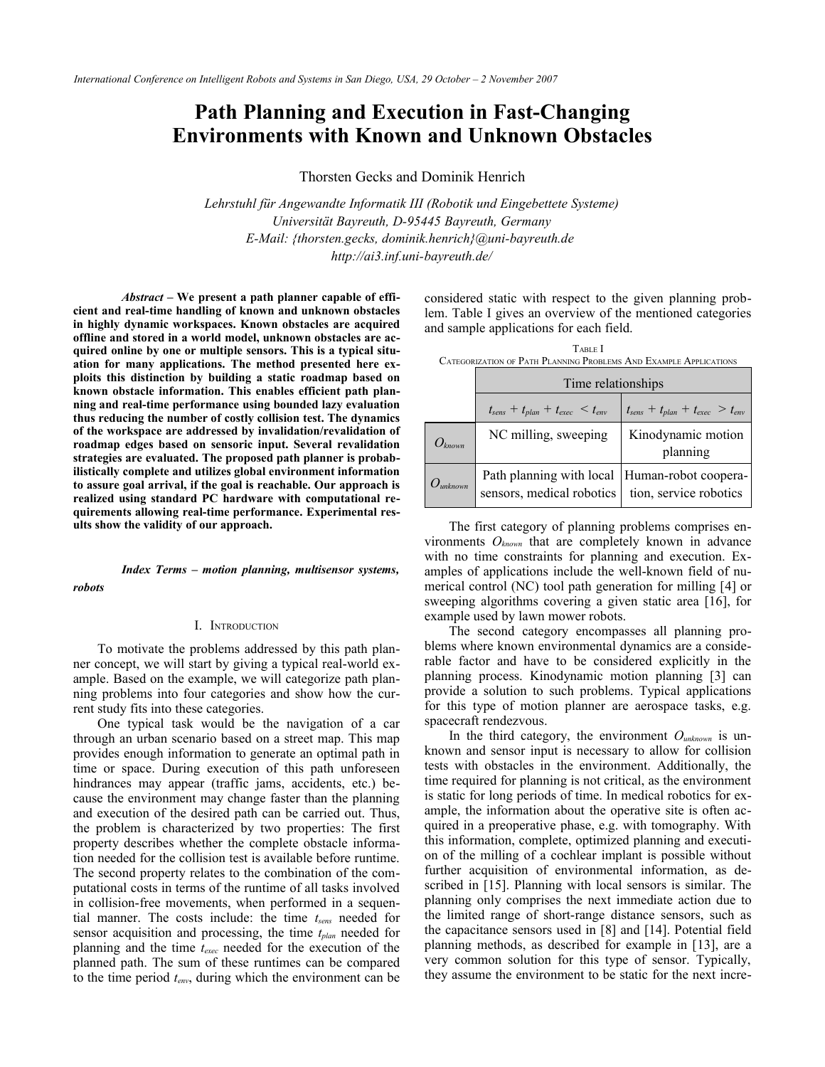# Path Planning and Execution in Fast-Changing Environments with Known and Unknown Obstacles

Thorsten Gecks and Dominik Henrich

*Lehrstuhl für Angewandte Informatik III (Robotik und Eingebettete Systeme)*
*Universität Bayreuth, D-95445 Bayreuth, Germany*
*E-Mail: {thorsten.gecks, dominik.henrich}@uni-bayreuth.de*
*http://ai3.inf.uni-bayreuth.de/*

***Abstract* – We present a path planner capable of efficient and real-time handling of known and unknown obstacles in highly dynamic workspaces. Known obstacles are acquired offline and stored in a world model, unknown obstacles are acquired online by one or multiple sensors. This is a typical situation for many applications. The method presented here exploits this distinction by building a static roadmap based on known obstacle information. This enables efficient path planning and real-time performance using bounded lazy evaluation thus reducing the number of costly collision test. The dynamics of the workspace are addressed by invalidation/revalidation of roadmap edges based on sensoric input. Several revalidation strategies are evaluated. The proposed path planner is probabilistically complete and utilizes global environment information to assure goal arrival, if the goal is reachable. Our approach is realized using standard PC hardware with computational requirements allowing real-time performance. Experimental results show the validity of our approach.**

***Index Terms* – motion planning, multisensor systems, robots**

## I. Introduction

To motivate the problems addressed by this path planner concept, we will start by giving a typical real-world example. Based on the example, we will categorize path planning problems into four categories and show how the current study fits into these categories.

One typical task would be the navigation of a car through an urban scenario based on a street map. This map provides enough information to generate an optimal path in time or space. During execution of this path unforeseen hindrances may appear (traffic jams, accidents, etc.) because the environment may change faster than the planning and execution of the desired path can be carried out. Thus, the problem is characterized by two properties: The first property describes whether the complete obstacle information needed for the collision test is available before runtime. The second property relates to the combination of the computational costs in terms of the runtime of all tasks involved in collision-free movements, when performed in a sequential manner. The costs include: the time $t_{sens}$ needed for sensor acquisition and processing, the time $t_{plan}$ needed for planning and the time $t_{exec}$ needed for the execution of the planned path. The sum of these runtimes can be compared to the time period $t_{env}$, during which the environment can be considered static with respect to the given planning problem. Table I gives an overview of the mentioned categories and sample applications for each field.

Table I
Categorization of Path Planning Problems And Example Applications

| | Time relationships | |
|---|---|---|
| | $t_{sens} + t_{plan} + t_{exec} < t_{env}$ | $t_{sens} + t_{plan} + t_{exec} > t_{env}$ |
| $O_{known}$ | NC milling, sweeping | Kinodynamic motion planning |
| $O_{unknown}$ | Path planning with local sensors, medical robotics | Human-robot cooperation, service robotics |

The first category of planning problems comprises environments $O_{known}$ that are completely known in advance with no time constraints for planning and execution. Examples of applications include the well-known field of numerical control (NC) tool path generation for milling [4] or sweeping algorithms covering a given static area [16], for example used by lawn mower robots.

The second category encompasses all planning problems where known environmental dynamics are a considerable factor and have to be considered explicitly in the planning process. Kinodynamic motion planning [3] can provide a solution to such problems. Typical applications for this type of motion planner are aerospace tasks, e.g. spacecraft rendezvous.

In the third category, the environment $O_{unknown}$ is unknown and sensor input is necessary to allow for collision tests with obstacles in the environment. Additionally, the time required for planning is not critical, as the environment is static for long periods of time. In medical robotics for example, the information about the operative site is often acquired in a preoperative phase, e.g. with tomography. With this information, complete, optimized planning and execution of the milling of a cochlear implant is possible without further acquisition of environmental information, as described in [15]. Planning with local sensors is similar. The planning only comprises the next immediate action due to the limited range of short-range distance sensors, such as the capacitance sensors used in [8] and [14]. Potential field planning methods, as described for example in [13], are a very common solution for this type of sensor. Typically, they assume the environment to be static for the next incre-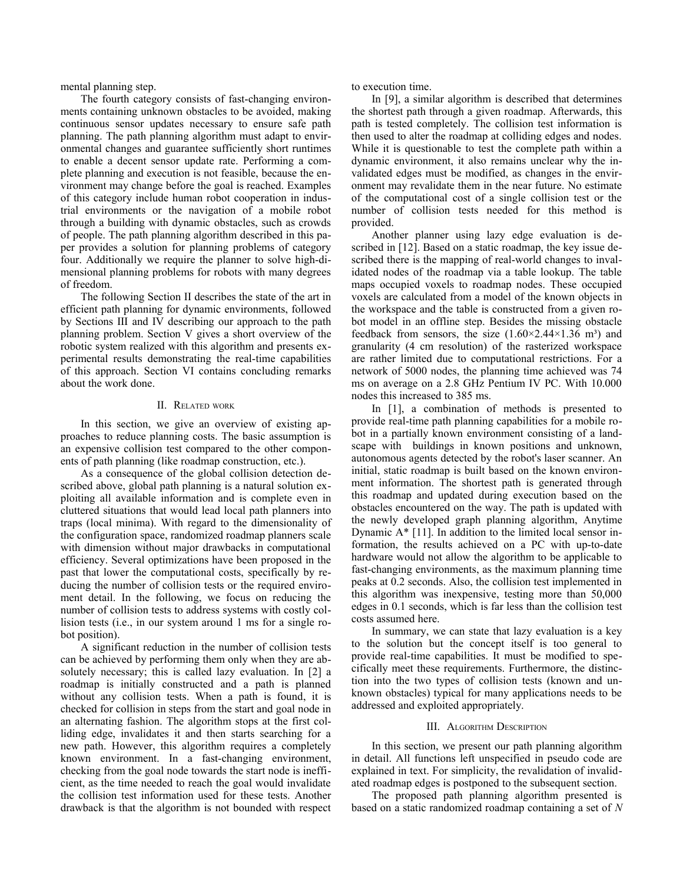mental planning step.

The fourth category consists of fast-changing environments containing unknown obstacles to be avoided, making continuous sensor updates necessary to ensure safe path planning. The path planning algorithm must adapt to environmental changes and guarantee sufficiently short runtimes to enable a decent sensor update rate. Performing a complete planning and execution is not feasible, because the environment may change before the goal is reached. Examples of this category include human robot cooperation in industrial environments or the navigation of a mobile robot through a building with dynamic obstacles, such as crowds of people. The path planning algorithm described in this paper provides a solution for planning problems of category four. Additionally we require the planner to solve high-dimensional planning problems for robots with many degrees of freedom.

The following Section II describes the state of the art in efficient path planning for dynamic environments, followed by Sections III and IV describing our approach to the path planning problem. Section V gives a short overview of the robotic system realized with this algorithm and presents experimental results demonstrating the real-time capabilities of this approach. Section VI contains concluding remarks about the work done.

## II. Related work

In this section, we give an overview of existing approaches to reduce planning costs. The basic assumption is an expensive collision test compared to the other components of path planning (like roadmap construction, etc.).

As a consequence of the global collision detection described above, global path planning is a natural solution exploiting all available information and is complete even in cluttered situations that would lead local path planners into traps (local minima). With regard to the dimensionality of the configuration space, randomized roadmap planners scale with dimension without major drawbacks in computational efficiency. Several optimizations have been proposed in the past that lower the computational costs, specifically by reducing the number of collision tests or the required enviroment detail. In the following, we focus on reducing the number of collision tests to address systems with costly collision tests (i.e., in our system around 1 ms for a single robot position).

A significant reduction in the number of collision tests can be achieved by performing them only when they are absolutely necessary; this is called lazy evaluation. In [2] a roadmap is initially constructed and a path is planned without any collision tests. When a path is found, it is checked for collision in steps from the start and goal node in an alternating fashion. The algorithm stops at the first colliding edge, invalidates it and then starts searching for a new path. However, this algorithm requires a completely known environment. In a fast-changing environment, checking from the goal node towards the start node is inefficient, as the time needed to reach the goal would invalidate the collision test information used for these tests. Another drawback is that the algorithm is not bounded with respect to execution time.

In [9], a similar algorithm is described that determines the shortest path through a given roadmap. Afterwards, this path is tested completely. The collision test information is then used to alter the roadmap at colliding edges and nodes. While it is questionable to test the complete path within a dynamic environment, it also remains unclear why the invalidated edges must be modified, as changes in the environment may revalidate them in the near future. No estimate of the computational cost of a single collision test or the number of collision tests needed for this method is provided.

Another planner using lazy edge evaluation is described in [12]. Based on a static roadmap, the key issue described there is the mapping of real-world changes to invalidated nodes of the roadmap via a table lookup. The table maps occupied voxels to roadmap nodes. These occupied voxels are calculated from a model of the known objects in the workspace and the table is constructed from a given robot model in an offline step. Besides the missing obstacle feedback from sensors, the size ($1.60 \times 2.44 \times 1.36$ m³) and granularity (4 cm resolution) of the rasterized workspace are rather limited due to computational restrictions. For a network of 5000 nodes, the planning time achieved was 74 ms on average on a 2.8 GHz Pentium IV PC. With 10.000 nodes this increased to 385 ms.

In [1], a combination of methods is presented to provide real-time path planning capabilities for a mobile robot in a partially known environment consisting of a landscape with buildings in known positions and unknown, autonomous agents detected by the robot's laser scanner. An initial, static roadmap is built based on the known environment information. The shortest path is generated through this roadmap and updated during execution based on the obstacles encountered on the way. The path is updated with the newly developed graph planning algorithm, Anytime Dynamic A* [11]. In addition to the limited local sensor information, the results achieved on a PC with up-to-date hardware would not allow the algorithm to be applicable to fast-changing environments, as the maximum planning time peaks at 0.2 seconds. Also, the collision test implemented in this algorithm was inexpensive, testing more than 50,000 edges in 0.1 seconds, which is far less than the collision test costs assumed here.

In summary, we can state that lazy evaluation is a key to the solution but the concept itself is too general to provide real-time capabilities. It must be modified to specifically meet these requirements. Furthermore, the distinction into the two types of collision tests (known and unknown obstacles) typical for many applications needs to be addressed and exploited appropriately.

## III. Algorithm Description

In this section, we present our path planning algorithm in detail. All functions left unspecified in pseudo code are explained in text. For simplicity, the revalidation of invalidated roadmap edges is postponed to the subsequent section.

The proposed path planning algorithm presented is based on a static randomized roadmap containing a set of $N$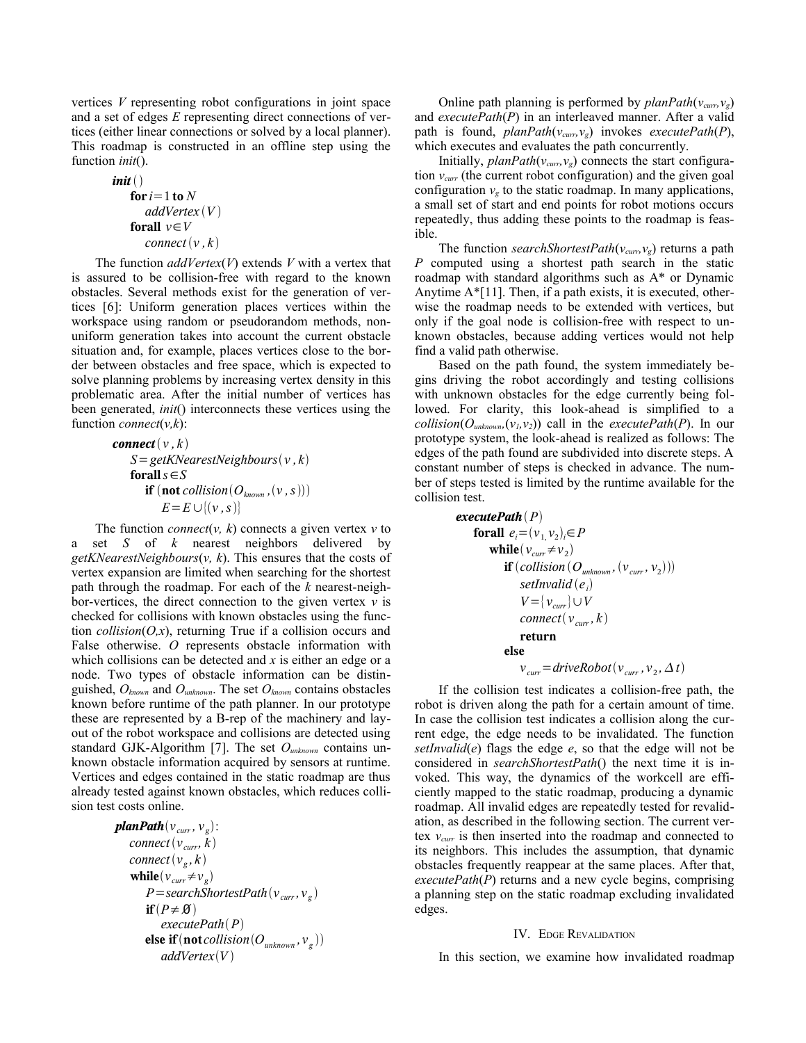vertices $V$ representing robot configurations in joint space and a set of edges $E$ representing direct connections of vertices (either linear connections or solved by a local planner). This roadmap is constructed in an offline step using the function *init*().

```
init()
    for i=1 to N
        addVertex(V)
    forall v∈V
        connect(v, k)
```

The function *addVertex*($V$) extends $V$ with a vertex that is assured to be collision-free with regard to the known obstacles. Several methods exist for the generation of vertices [6]: Uniform generation places vertices within the workspace using random or pseudorandom methods, non-uniform generation takes into account the current obstacle situation and, for example, places vertices close to the border between obstacles and free space, which is expected to solve planning problems by increasing vertex density in this problematic area. After the initial number of vertices has been generated, *init*() interconnects these vertices using the function *connect*($v$,$k$):

```
connect(v, k)
    S=getKNearestNeighbours(v, k)
    forall s∈S
        if (not collision(O_known, (v, s)))
            E=E∪{(v, s)}
```

The function *connect*($v$, $k$) connects a given vertex $v$ to a set $S$ of $k$ nearest neighbors delivered by *getKNearestNeighbours*($v$, $k$). This ensures that the costs of vertex expansion are limited when searching for the shortest path through the roadmap. For each of the $k$ nearest-neighbor-vertices, the direct connection to the given vertex $v$ is checked for collisions with known obstacles using the function *collision*($O$,$x$), returning True if a collision occurs and False otherwise. $O$ represents obstacle information with which collisions can be detected and $x$ is either an edge or a node. Two types of obstacle information can be distinguished, $O_{known}$ and $O_{unknown}$. The set $O_{known}$ contains obstacles known before runtime of the path planner. In our prototype these are represented by a B-rep of the machinery and layout of the robot workspace and collisions are detected using standard GJK-Algorithm [7]. The set $O_{unknown}$ contains unknown obstacle information acquired by sensors at runtime. Vertices and edges contained in the static roadmap are thus already tested against known obstacles, which reduces collision test costs online.

```
planPath(v_curr, v_g):
    connect(v_curr, k)
    connect(v_g, k)
    while(v_curr ≠ v_g)
        P=searchShortestPath(v_curr, v_g)
        if(P ≠ ∅)
            executePath(P)
        else if(not collision(O_unknown, v_g))
            addVertex(V)
```

Online path planning is performed by *planPath*($v_{curr}$,$v_g$) and *executePath*($P$) in an interleaved manner. After a valid path is found, *planPath*($v_{curr}$,$v_g$) invokes *executePath*($P$), which executes and evaluates the path concurrently.

Initially, *planPath*($v_{curr}$,$v_g$) connects the start configuration $v_{curr}$ (the current robot configuration) and the given goal configuration $v_g$ to the static roadmap. In many applications, a small set of start and end points for robot motions occurs repeatedly, thus adding these points to the roadmap is feasible.

The function *searchShortestPath*($v_{curr}$,$v_g$) returns a path $P$ computed using a shortest path search in the static roadmap with standard algorithms such as A* or Dynamic Anytime A*[11]. Then, if a path exists, it is executed, otherwise the roadmap needs to be extended with vertices, but only if the goal node is collision-free with respect to unknown obstacles, because adding vertices would not help find a valid path otherwise.

Based on the path found, the system immediately begins driving the robot accordingly and testing collisions with unknown obstacles for the edge currently being followed. For clarity, this look-ahead is simplified to a *collision*($O_{unknown}$,($v_1$,$v_2$)) call in the *executePath*($P$). In our prototype system, the look-ahead is realized as follows: The edges of the path found are subdivided into discrete steps. A constant number of steps is checked in advance. The number of steps tested is limited by the runtime available for the collision test.

```
executePath(P)
    forall e_i=(v_1, v_2)_i ∈ P
        while(v_curr ≠ v_2)
            if(collision(O_unknown, (v_curr, v_2)))
                setInvalid(e_i)
                V={v_curr}∪V
                connect(v_curr, k)
                return
            else
                v_curr=driveRobot(v_curr, v_2, Δt)
```

If the collision test indicates a collision-free path, the robot is driven along the path for a certain amount of time. In case the collision test indicates a collision along the current edge, the edge needs to be invalidated. The function *setInvalid*($e$) flags the edge $e$, so that the edge will not be considered in *searchShortestPath*() the next time it is invoked. This way, the dynamics of the workcell are efficiently mapped to the static roadmap, producing a dynamic roadmap. All invalid edges are repeatedly tested for revalidation, as described in the following section. The current vertex $v_{curr}$ is then inserted into the roadmap and connected to its neighbors. This includes the assumption, that dynamic obstacles frequently reappear at the same places. After that, *executePath*($P$) returns and a new cycle begins, comprising a planning step on the static roadmap excluding invalidated edges.

## IV. Edge Revalidation

In this section, we examine how invalidated roadmap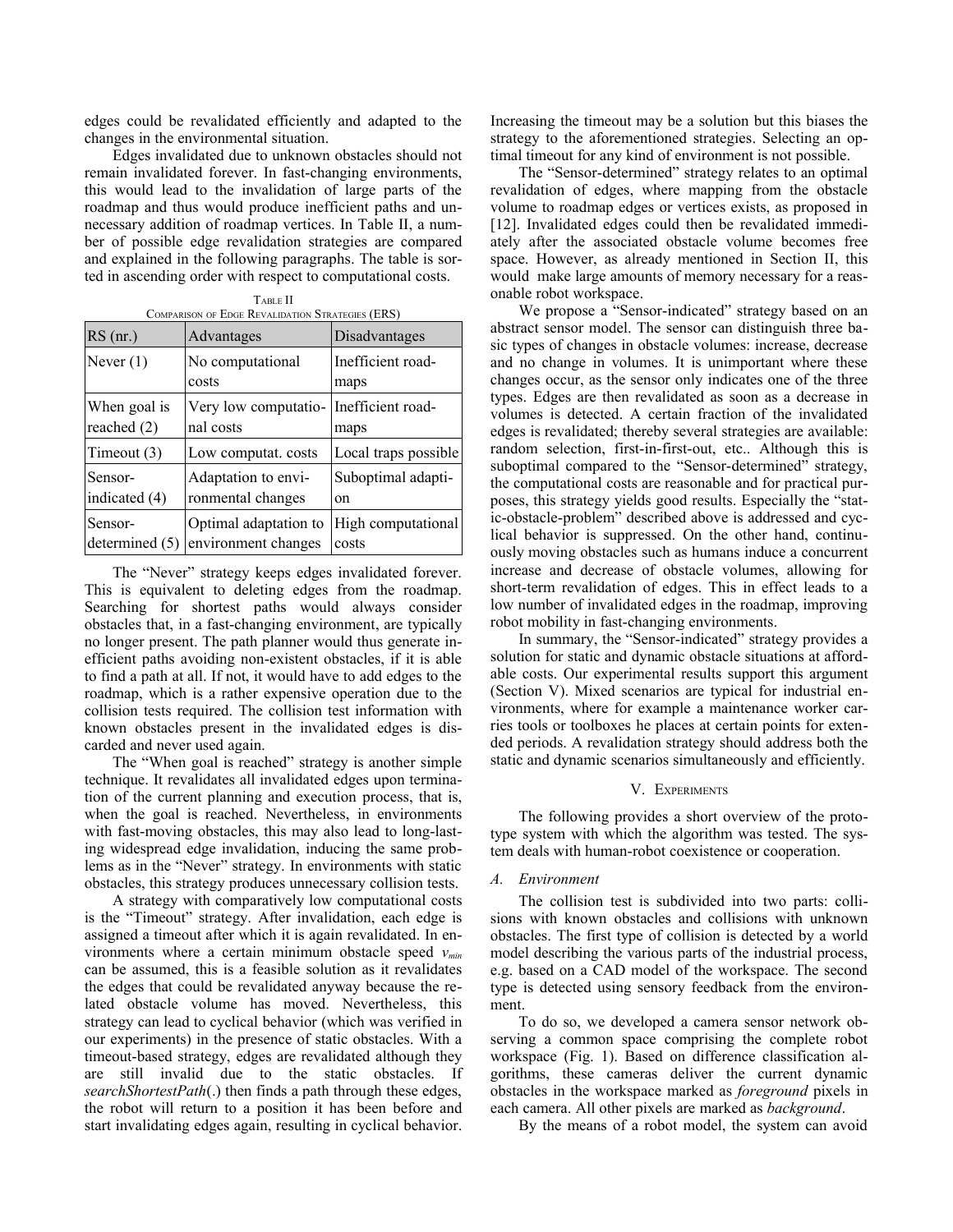edges could be revalidated efficiently and adapted to the changes in the environmental situation.

Edges invalidated due to unknown obstacles should not remain invalidated forever. In fast-changing environments, this would lead to the invalidation of large parts of the roadmap and thus would produce inefficient paths and unnecessary addition of roadmap vertices. In Table II, a number of possible edge revalidation strategies are compared and explained in the following paragraphs. The table is sorted in ascending order with respect to computational costs.

TABLE II
COMPARISON OF EDGE REVALIDATION STRATEGIES (ERS)

| RS (nr.) | Advantages | Disadvantages |
|---|---|---|
| Never (1) | No computational costs | Inefficient roadmaps |
| When goal is reached (2) | Very low computational costs | Inefficient roadmaps |
| Timeout (3) | Low computat. costs | Local traps possible |
| Sensor-indicated (4) | Adaptation to environmental changes | Suboptimal adaption |
| Sensor-determined (5) | Optimal adaptation to environment changes | High computational costs |

The "Never" strategy keeps edges invalidated forever. This is equivalent to deleting edges from the roadmap. Searching for shortest paths would always consider obstacles that, in a fast-changing environment, are typically no longer present. The path planner would thus generate inefficient paths avoiding non-existent obstacles, if it is able to find a path at all. If not, it would have to add edges to the roadmap, which is a rather expensive operation due to the collision tests required. The collision test information with known obstacles present in the invalidated edges is discarded and never used again.

The "When goal is reached" strategy is another simple technique. It revalidates all invalidated edges upon termination of the current planning and execution process, that is, when the goal is reached. Nevertheless, in environments with fast-moving obstacles, this may also lead to long-lasting widespread edge invalidation, inducing the same problems as in the "Never" strategy. In environments with static obstacles, this strategy produces unnecessary collision tests.

A strategy with comparatively low computational costs is the "Timeout" strategy. After invalidation, each edge is assigned a timeout after which it is again revalidated. In environments where a certain minimum obstacle speed $v_{min}$ can be assumed, this is a feasible solution as it revalidates the edges that could be revalidated anyway because the related obstacle volume has moved. Nevertheless, this strategy can lead to cyclical behavior (which was verified in our experiments) in the presence of static obstacles. With a timeout-based strategy, edges are revalidated although they are still invalid due to the static obstacles. If *searchShortestPath*(.) then finds a path through these edges, the robot will return to a position it has been before and start invalidating edges again, resulting in cyclical behavior. Increasing the timeout may be a solution but this biases the strategy to the aforementioned strategies. Selecting an optimal timeout for any kind of environment is not possible.

The "Sensor-determined" strategy relates to an optimal revalidation of edges, where mapping from the obstacle volume to roadmap edges or vertices exists, as proposed in [12]. Invalidated edges could then be revalidated immediately after the associated obstacle volume becomes free space. However, as already mentioned in Section II, this would make large amounts of memory necessary for a reasonable robot workspace.

We propose a "Sensor-indicated" strategy based on an abstract sensor model. The sensor can distinguish three basic types of changes in obstacle volumes: increase, decrease and no change in volumes. It is unimportant where these changes occur, as the sensor only indicates one of the three types. Edges are then revalidated as soon as a decrease in volumes is detected. A certain fraction of the invalidated edges is revalidated; thereby several strategies are available: random selection, first-in-first-out, etc.. Although this is suboptimal compared to the "Sensor-determined" strategy, the computational costs are reasonable and for practical purposes, this strategy yields good results. Especially the "static-obstacle-problem" described above is addressed and cyclical behavior is suppressed. On the other hand, continuously moving obstacles such as humans induce a concurrent increase and decrease of obstacle volumes, allowing for short-term revalidation of edges. This in effect leads to a low number of invalidated edges in the roadmap, improving robot mobility in fast-changing environments.

In summary, the "Sensor-indicated" strategy provides a solution for static and dynamic obstacle situations at affordable costs. Our experimental results support this argument (Section V). Mixed scenarios are typical for industrial environments, where for example a maintenance worker carries tools or toolboxes he places at certain points for extended periods. A revalidation strategy should address both the static and dynamic scenarios simultaneously and efficiently.

## V. EXPERIMENTS

The following provides a short overview of the prototype system with which the algorithm was tested. The system deals with human-robot coexistence or cooperation.

### A. Environment

The collision test is subdivided into two parts: collisions with known obstacles and collisions with unknown obstacles. The first type of collision is detected by a world model describing the various parts of the industrial process, e.g. based on a CAD model of the workspace. The second type is detected using sensory feedback from the environment.

To do so, we developed a camera sensor network observing a common space comprising the complete robot workspace (Fig. 1). Based on difference classification algorithms, these cameras deliver the current dynamic obstacles in the workspace marked as *foreground* pixels in each camera. All other pixels are marked as *background*.

By the means of a robot model, the system can avoid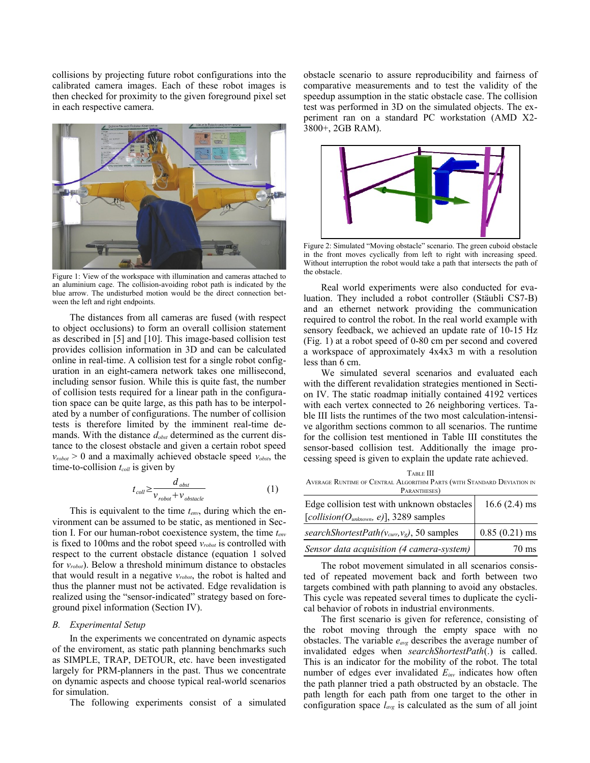collisions by projecting future robot configurations into the calibrated camera images. Each of these robot images is then checked for proximity to the given foreground pixel set in each respective camera.

Figure 1: View of the workspace with illumination and cameras attached to an aluminium cage. The collision-avoiding robot path is indicated by the blue arrow. The undisturbed motion would be the direct connection between the left and right endpoints.

The distances from all cameras are fused (with respect to object occlusions) to form an overall collision statement as described in [5] and [10]. This image-based collision test provides collision information in 3D and can be calculated online in real-time. A collision test for a single robot configuration in an eight-camera network takes one millisecond, including sensor fusion. While this is quite fast, the number of collision tests required for a linear path in the configuration space can be quite large, as this path has to be interpolated by a number of configurations. The number of collision tests is therefore limited by the imminent real-time demands. With the distance $d_{obst}$ determined as the current distance to the closest obstacle and given a certain robot speed $v_{robot} > 0$ and a maximally achieved obstacle speed $v_{obst}$, the time-to-collision $t_{coll}$ is given by

$$t_{coll} \geq \frac{d_{obst}}{v_{robot} + v_{obstacle}} \qquad (1)$$

This is equivalent to the time $t_{env}$, during which the environment can be assumed to be static, as mentioned in Section I. For our human-robot coexistence system, the time $t_{env}$ is fixed to 100ms and the robot speed $v_{robot}$ is controlled with respect to the current obstacle distance (equation 1 solved for $v_{robot}$). Below a threshold minimum distance to obstacles that would result in a negative $v_{robot}$, the robot is halted and thus the planner must not be activated. Edge revalidation is realized using the "sensor-indicated" strategy based on foreground pixel information (Section IV).

### B. Experimental Setup

In the experiments we concentrated on dynamic aspects of the enviroment, as static path planning benchmarks such as SIMPLE, TRAP, DETOUR, etc. have been investigated largely for PRM-planners in the past. Thus we concentrate on dynamic aspects and choose typical real-world scenarios for simulation.

The following experiments consist of a simulated obstacle scenario to assure reproducibility and fairness of comparative measurements and to test the validity of the speedup assumption in the static obstacle case. The collision test was performed in 3D on the simulated objects. The experiment ran on a standard PC workstation (AMD X2-3800+, 2GB RAM).

Figure 2: Simulated "Moving obstacle" scenario. The green cuboid obstacle in the front moves cyclically from left to right with increasing speed. Without interruption the robot would take a path that intersects the path of the obstacle.

Real world experiments were also conducted for evaluation. They included a robot controller (Stäubli CS7-B) and an ethernet network providing the communication required to control the robot. In the real world example with sensory feedback, we achieved an update rate of 10-15 Hz (Fig. 1) at a robot speed of 0-80 cm per second and covered a workspace of approximately 4x4x3 m with a resolution less than 6 cm.

We simulated several scenarios and evaluated each with the different revalidation strategies mentioned in Section IV. The static roadmap initially contained 4192 vertices with each vertex connected to 26 neighboring vertices. Table III lists the runtimes of the two most calculation-intensive algorithm sections common to all scenarios. The runtime for the collision test mentioned in Table III constitutes the sensor-based collision test. Additionally the image processing speed is given to explain the update rate achieved.

TABLE III
AVERAGE RUNTIME OF CENTRAL ALGORITHM PARTS (WITH STANDARD DEVIATION IN PARANTHESES)

| | |
|---|---|
| Edge collision test with unknown obstacles [*collision*($O_{unknown}$, *e*)], 3289 samples | 16.6 (2.4) ms |
| *searchShortestPath*($v_{curr}$, $v_g$), 50 samples | 0.85 (0.21) ms |
| *Sensor data acquisition (4 camera-system)* | 70 ms |

The robot movement simulated in all scenarios consisted of repeated movement back and forth between two targets combined with path planning to avoid any obstacles. This cycle was repeated several times to duplicate the cyclical behavior of robots in industrial environments.

The first scenario is given for reference, consisting of the robot moving through the empty space with no obstacles. The variable $e_{avg}$ describes the average number of invalidated edges when *searchShortestPath*(.) is called. This is an indicator for the mobility of the robot. The total number of edges ever invalidated $E_{inv}$ indicates how often the path planner tried a path obstructed by an obstacle. The path length for each path from one target to the other in configuration space $l_{avg}$ is calculated as the sum of all joint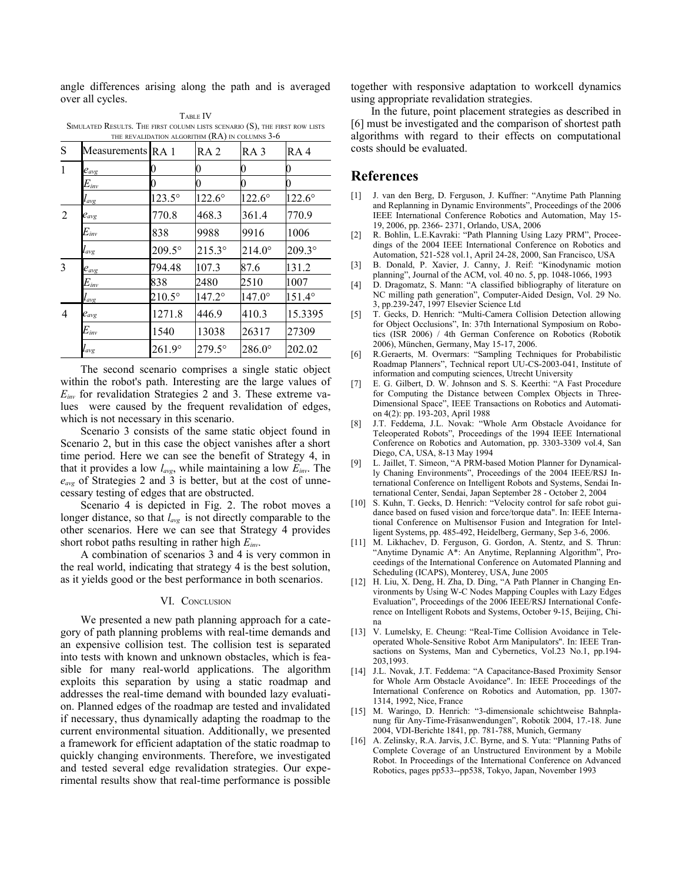angle differences arising along the path and is averaged over all cycles.

TABLE IV
SIMULATED RESULTS. THE FIRST COLUMN LISTS SCENARIO (S), THE FIRST ROW LISTS THE REVALIDATION ALGORITHM (RA) IN COLUMNS 3-6

| S | Measurements | RA 1 | RA 2 | RA 3 | RA 4 |
|---|---|---|---|---|---|
| 1 | $e_{avg}$ | 0 | 0 | 0 | 0 |
| | $E_{inv}$ | 0 | 0 | 0 | 0 |
| | $l_{avg}$ | 123.5° | 122.6° | 122.6° | 122.6° |
| 2 | $e_{avg}$ | 770.8 | 468.3 | 361.4 | 770.9 |
| | $E_{inv}$ | 838 | 9988 | 9916 | 1006 |
| | $l_{avg}$ | 209.5° | 215.3° | 214.0° | 209.3° |
| 3 | $e_{avg}$ | 794.48 | 107.3 | 87.6 | 131.2 |
| | $E_{inv}$ | 838 | 2480 | 2510 | 1007 |
| | $l_{avg}$ | 210.5° | 147.2° | 147.0° | 151.4° |
| 4 | $e_{avg}$ | 1271.8 | 446.9 | 410.3 | 15.3395 |
| | $E_{inv}$ | 1540 | 13038 | 26317 | 27309 |
| | $l_{avg}$ | 261.9° | 279.5° | 286.0° | 202.02 |

The second scenario comprises a single static object within the robot's path. Interesting are the large values of $E_{inv}$ for revalidation Strategies 2 and 3. These extreme values were caused by the frequent revalidation of edges, which is not necessary in this scenario.

Scenario 3 consists of the same static object found in Scenario 2, but in this case the object vanishes after a short time period. Here we can see the benefit of Strategy 4, in that it provides a low $l_{avg}$, while maintaining a low $E_{inv}$. The $e_{avg}$ of Strategies 2 and 3 is better, but at the cost of unnecessary testing of edges that are obstructed.

Scenario 4 is depicted in Fig. 2. The robot moves a longer distance, so that $l_{avg}$ is not directly comparable to the other scenarios. Here we can see that Strategy 4 provides short robot paths resulting in rather high $E_{inv}$.

A combination of scenarios 3 and 4 is very common in the real world, indicating that strategy 4 is the best solution, as it yields good or the best performance in both scenarios.

## VI. CONCLUSION

We presented a new path planning approach for a category of path planning problems with real-time demands and an expensive collision test. The collision test is separated into tests with known and unknown obstacles, which is feasible for many real-world applications. The algorithm exploits this separation by using a static roadmap and addresses the real-time demand with bounded lazy evaluation. Planned edges of the roadmap are tested and invalidated if necessary, thus dynamically adapting the roadmap to the current environmental situation. Additionally, we presented a framework for efficient adaptation of the static roadmap to quickly changing environments. Therefore, we investigated and tested several edge revalidation strategies. Our experimental results show that real-time performance is possible together with responsive adaptation to workcell dynamics using appropriate revalidation strategies.

In the future, point placement strategies as described in [6] must be investigated and the comparison of shortest path algorithms with regard to their effects on computational costs should be evaluated.

# References

[1] J. van den Berg, D. Ferguson, J. Kuffner: "Anytime Path Planning and Replanning in Dynamic Environments", Proceedings of the 2006 IEEE International Conference Robotics and Automation, May 15-19, 2006, pp. 2366- 2371, Orlando, USA, 2006

[2] R. Bohlin, L.E.Kavraki: "Path Planning Using Lazy PRM", Proceedings of the 2004 IEEE International Conference on Robotics and Automation, 521-528 vol.1, April 24-28, 2000, San Francisco, USA

[3] B. Donald, P. Xavier, J. Canny, J. Reif: "Kinodynamic motion planning", Journal of the ACM, vol. 40 no. 5, pp. 1048-1066, 1993

[4] D. Dragomatz, S. Mann: "A classified bibliography of literature on NC milling path generation", Computer-Aided Design, Vol. 29 No. 3, pp.239-247, 1997 Elsevier Science Ltd

[5] T. Gecks, D. Henrich: "Multi-Camera Collision Detection allowing for Object Occlusions", In: 37th International Symposium on Robotics (ISR 2006) / 4th German Conference on Robotics (Robotik 2006), München, Germany, May 15-17, 2006.

[6] R.Geraerts, M. Overmars: "Sampling Techniques for Probabilistic Roadmap Planners", Technical report UU-CS-2003-041, Institute of information and computing sciences, Utrecht University

[7] E. G. Gilbert, D. W. Johnson and S. S. Keerthi: "A Fast Procedure for Computing the Distance between Complex Objects in Three-Dimensional Space", IEEE Transactions on Robotics and Automation 4(2): pp. 193-203, April 1988

[8] J.T. Feddema, J.L. Novak: "Whole Arm Obstacle Avoidance for Teleoperated Robots", Proceedings of the 1994 IEEE International Conference on Robotics and Automation, pp. 3303-3309 vol.4, San Diego, CA, USA, 8-13 May 1994

[9] L. Jaillet, T. Simeon, "A PRM-based Motion Planner for Dynamically Chaning Environments", Proceedings of the 2004 IEEE/RSJ International Conference on Intelligent Robots and Systems, Sendai International Center, Sendai, Japan September 28 - October 2, 2004

[10] S. Kuhn, T. Gecks, D. Henrich: "Velocity control for safe robot guidance based on fused vision and force/torque data". In: IEEE International Conference on Multisensor Fusion and Integration for Intelligent Systems, pp. 485-492, Heidelberg, Germany, Sep 3-6, 2006.

[11] M. Likhachev, D. Ferguson, G. Gordon, A. Stentz, and S. Thrun: "Anytime Dynamic A*: An Anytime, Replanning Algorithm", Proceedings of the International Conference on Automated Planning and Scheduling (ICAPS), Monterey, USA, June 2005

[12] H. Liu, X. Deng, H. Zha, D. Ding, "A Path Planner in Changing Environments by Using W-C Nodes Mapping Couples with Lazy Edges Evaluation", Proceedings of the 2006 IEEE/RSJ International Conference on Intelligent Robots and Systems, October 9-15, Beijing, China

[13] V. Lumelsky, E. Cheung: "Real-Time Collision Avoidance in Teleoperated Whole-Sensitive Robot Arm Manipulators". In: IEEE Transactions on Systems, Man and Cybernetics, Vol.23 No.1, pp.194-203,1993.

[14] J.L. Novak, J.T. Feddema: "A Capacitance-Based Proximity Sensor for Whole Arm Obstacle Avoidance". In: IEEE Proceedings of the International Conference on Robotics and Automation, pp. 1307-1314, 1992, Nice, France

[15] M. Waringo, D. Henrich: "3-dimensionale schichtweise Bahnplanung für Any-Time-Fräsanwendungen", Robotik 2004, 17.-18. June 2004, VDI-Berichte 1841, pp. 781-788, Munich, Germany

[16] A. Zelinsky, R.A. Jarvis, J.C. Byrne, and S. Yuta: "Planning Paths of Complete Coverage of an Unstructured Environment by a Mobile Robot. In Proceedings of the International Conference on Advanced Robotics, pages pp533--pp538, Tokyo, Japan, November 1993